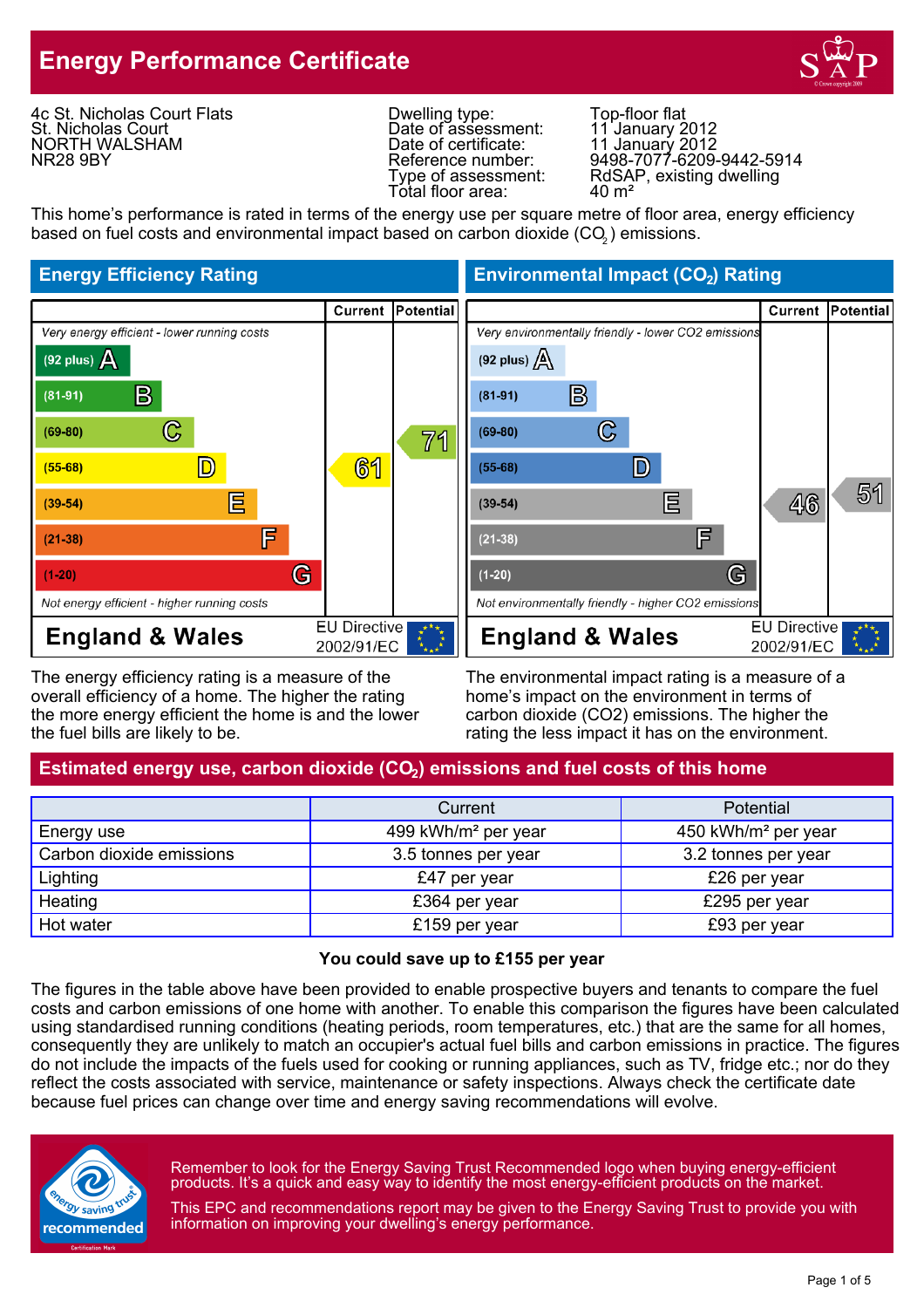# Energy Performance Certificate

4c St. Nicholas Court Flats
St. Nicholas Court
NORTH WALSHAM
NR28 9BY

| | |
|---|---|
| Dwelling type: | Top-floor flat |
| Date of assessment: | 11 January 2012 |
| Date of certificate: | 11 January 2012 |
| Reference number: | 9498-7077-6209-9442-5914 |
| Type of assessment: | RdSAP, existing dwelling |
| Total floor area: | 40 m² |

This home's performance is rated in terms of the energy use per square metre of floor area, energy efficiency based on fuel costs and environmental impact based on carbon dioxide ($CO_2$) emissions.

## Energy Efficiency Rating

| | Current | Potential |
|---|---|---|
| *Very energy efficient - lower running costs* | | |
| (92 plus) A | | |
| (81-91) B | | |
| (69-80) C | | 71 |
| (55-68) D | 61 | |
| (39-54) E | | |
| (21-38) F | | |
| (1-20) G | | |
| *Not energy efficient - higher running costs* | | |
| England & Wales — EU Directive 2002/91/EC | | |

The energy efficiency rating is a measure of the overall efficiency of a home. The higher the rating the more energy efficient the home is and the lower the fuel bills are likely to be.

## Environmental Impact ($CO_2$) Rating

| | Current | Potential |
|---|---|---|
| *Very environmentally friendly - lower CO2 emissions* | | |
| (92 plus) A | | |
| (81-91) B | | |
| (69-80) C | | |
| (55-68) D | | |
| (39-54) E | 46 | 51 |
| (21-38) F | | |
| (1-20) G | | |
| *Not environmentally friendly - higher CO2 emissions* | | |
| England & Wales — EU Directive 2002/91/EC | | |

The environmental impact rating is a measure of a home's impact on the environment in terms of carbon dioxide (CO2) emissions. The higher the rating the less impact it has on the environment.

## Estimated energy use, carbon dioxide ($CO_2$) emissions and fuel costs of this home

| | Current | Potential |
|---|---|---|
| Energy use | 499 kWh/m² per year | 450 kWh/m² per year |
| Carbon dioxide emissions | 3.5 tonnes per year | 3.2 tonnes per year |
| Lighting | £47 per year | £26 per year |
| Heating | £364 per year | £295 per year |
| Hot water | £159 per year | £93 per year |

**You could save up to £155 per year**

The figures in the table above have been provided to enable prospective buyers and tenants to compare the fuel costs and carbon emissions of one home with another. To enable this comparison the figures have been calculated using standardised running conditions (heating periods, room temperatures, etc.) that are the same for all homes, consequently they are unlikely to match an occupier's actual fuel bills and carbon emissions in practice. The figures do not include the impacts of the fuels used for cooking or running appliances, such as TV, fridge etc.; nor do they reflect the costs associated with service, maintenance or safety inspections. Always check the certificate date because fuel prices can change over time and energy saving recommendations will evolve.

Remember to look for the Energy Saving Trust Recommended logo when buying energy-efficient products. It's a quick and easy way to identify the most energy-efficient products on the market.

This EPC and recommendations report may be given to the Energy Saving Trust to provide you with information on improving your dwelling's energy performance.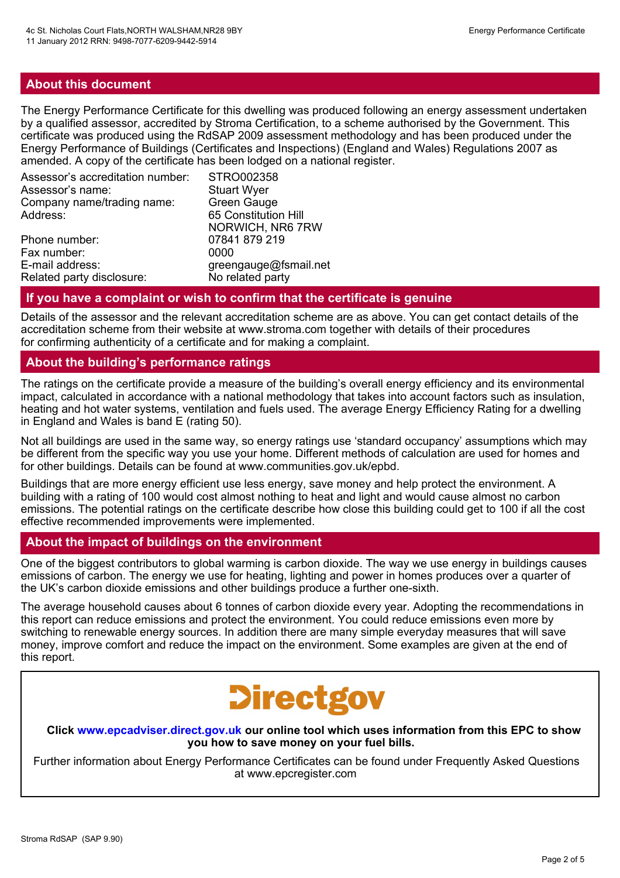## About this document

The Energy Performance Certificate for this dwelling was produced following an energy assessment undertaken by a qualified assessor, accredited by Stroma Certification, to a scheme authorised by the Government. This certificate was produced using the RdSAP 2009 assessment methodology and has been produced under the Energy Performance of Buildings (Certificates and Inspections) (England and Wales) Regulations 2007 as amended. A copy of the certificate has been lodged on a national register.

| | |
|---|---|
| Assessor's accreditation number: | STRO002358 |
| Assessor's name: | Stuart Wyer |
| Company name/trading name: | Green Gauge |
| Address: | 65 Constitution Hill<br>NORWICH, NR6 7RW |
| Phone number: | 07841 879 219 |
| Fax number: | 0000 |
| E-mail address: | greengauge@fsmail.net |
| Related party disclosure: | No related party |

## If you have a complaint or wish to confirm that the certificate is genuine

Details of the assessor and the relevant accreditation scheme are as above. You can get contact details of the accreditation scheme from their website at www.stroma.com together with details of their procedures for confirming authenticity of a certificate and for making a complaint.

## About the building's performance ratings

The ratings on the certificate provide a measure of the building's overall energy efficiency and its environmental impact, calculated in accordance with a national methodology that takes into account factors such as insulation, heating and hot water systems, ventilation and fuels used. The average Energy Efficiency Rating for a dwelling in England and Wales is band E (rating 50).

Not all buildings are used in the same way, so energy ratings use 'standard occupancy' assumptions which may be different from the specific way you use your home. Different methods of calculation are used for homes and for other buildings. Details can be found at www.communities.gov.uk/epbd.

Buildings that are more energy efficient use less energy, save money and help protect the environment. A building with a rating of 100 would cost almost nothing to heat and light and would cause almost no carbon emissions. The potential ratings on the certificate describe how close this building could get to 100 if all the cost effective recommended improvements were implemented.

## About the impact of buildings on the environment

One of the biggest contributors to global warming is carbon dioxide. The way we use energy in buildings causes emissions of carbon. The energy we use for heating, lighting and power in homes produces over a quarter of the UK's carbon dioxide emissions and other buildings produce a further one-sixth.

The average household causes about 6 tonnes of carbon dioxide every year. Adopting the recommendations in this report can reduce emissions and protect the environment. You could reduce emissions even more by switching to renewable energy sources. In addition there are many simple everyday measures that will save money, improve comfort and reduce the impact on the environment. Some examples are given at the end of this report.

Directgov

**Click www.epcadviser.direct.gov.uk our online tool which uses information from this EPC to show you how to save money on your fuel bills.**

Further information about Energy Performance Certificates can be found under Frequently Asked Questions at www.epcregister.com

Stroma RdSAP (SAP 9.90)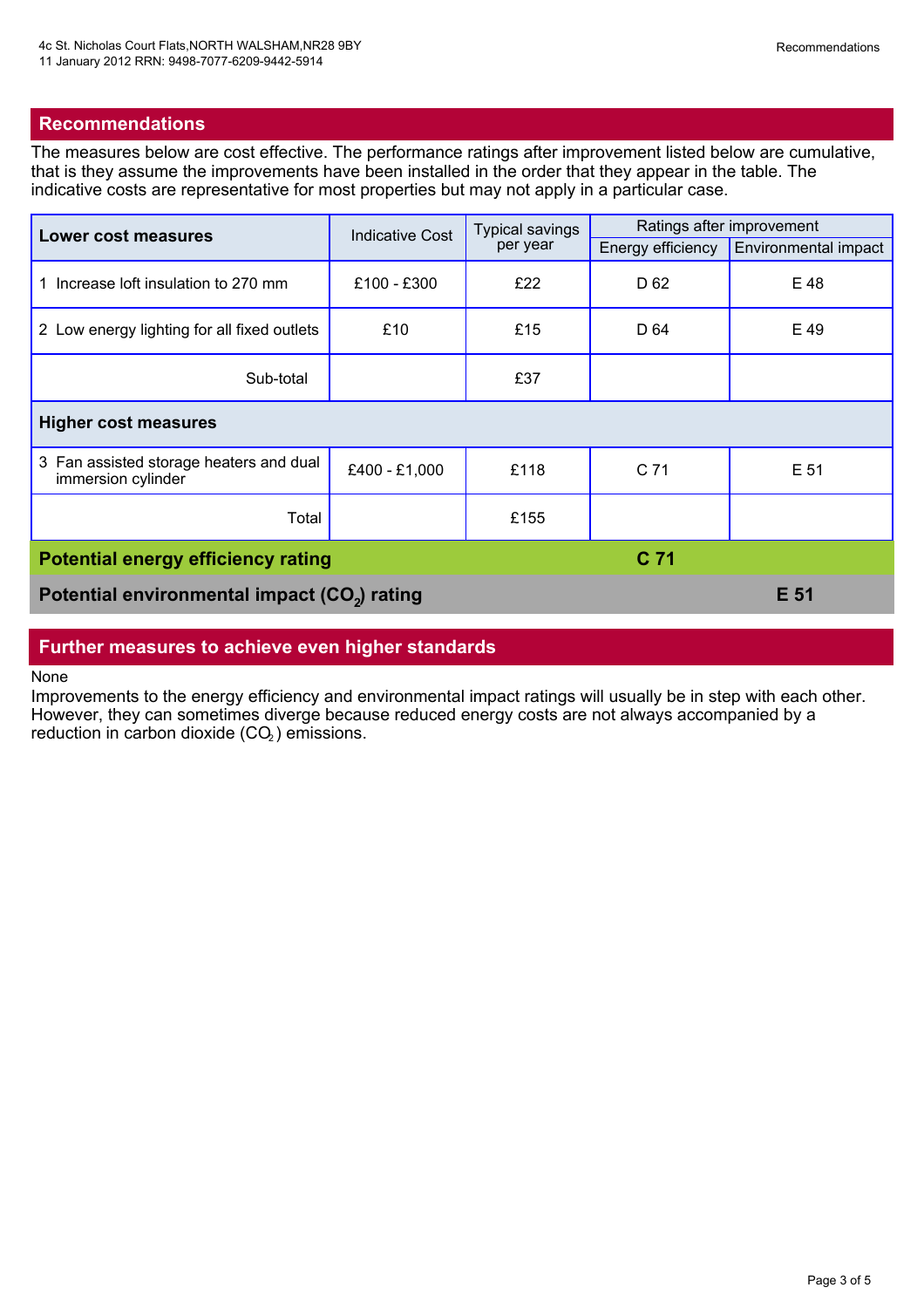## Recommendations

The measures below are cost effective. The performance ratings after improvement listed below are cumulative, that is they assume the improvements have been installed in the order that they appear in the table. The indicative costs are representative for most properties but may not apply in a particular case.

| Lower cost measures | Indicative Cost | Typical savings per year | Ratings after improvement | |
|---|---|---|---|---|
| | | | Energy efficiency | Environmental impact |
| 1 Increase loft insulation to 270 mm | £100 - £300 | £22 | D 62 | E 48 |
| 2 Low energy lighting for all fixed outlets | £10 | £15 | D 64 | E 49 |
| Sub-total | | £37 | | |
| **Higher cost measures** | | | | |
| 3 Fan assisted storage heaters and dual immersion cylinder | £400 - £1,000 | £118 | C 71 | E 51 |
| Total | | £155 | | |
| **Potential energy efficiency rating** | | | **C 71** | |
| **Potential environmental impact ($CO_2$) rating** | | | | **E 51** |

## Further measures to achieve even higher standards

None

Improvements to the energy efficiency and environmental impact ratings will usually be in step with each other. However, they can sometimes diverge because reduced energy costs are not always accompanied by a reduction in carbon dioxide ($CO_2$) emissions.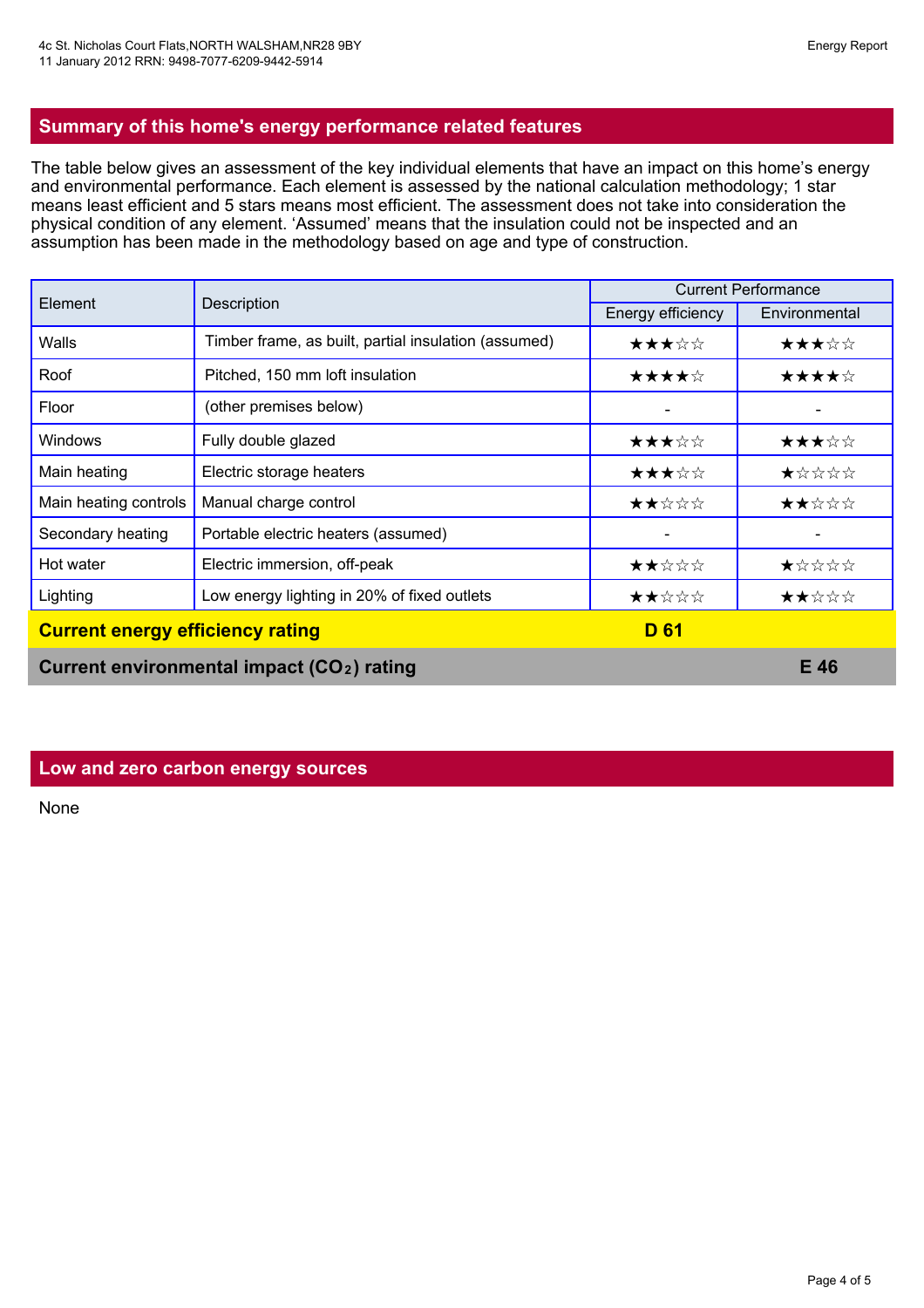## Summary of this home's energy performance related features

The table below gives an assessment of the key individual elements that have an impact on this home's energy and environmental performance. Each element is assessed by the national calculation methodology; 1 star means least efficient and 5 stars means most efficient. The assessment does not take into consideration the physical condition of any element. 'Assumed' means that the insulation could not be inspected and an assumption has been made in the methodology based on age and type of construction.

| Element | Description | Current Performance | |
|---|---|---|---|
| | | Energy efficiency | Environmental |
| Walls | Timber frame, as built, partial insulation (assumed) | ★★★☆☆ | ★★★☆☆ |
| Roof | Pitched, 150 mm loft insulation | ★★★★☆ | ★★★★☆ |
| Floor | (other premises below) | - | - |
| Windows | Fully double glazed | ★★★☆☆ | ★★★☆☆ |
| Main heating | Electric storage heaters | ★★★☆☆ | ★☆☆☆☆ |
| Main heating controls | Manual charge control | ★★☆☆☆ | ★★☆☆☆ |
| Secondary heating | Portable electric heaters (assumed) | - | - |
| Hot water | Electric immersion, off-peak | ★★☆☆☆ | ★☆☆☆☆ |
| Lighting | Low energy lighting in 20% of fixed outlets | ★★☆☆☆ | ★★☆☆☆ |
| **Current energy efficiency rating** | | **D 61** | |
| **Current environmental impact ($CO_2$) rating** | | | **E 46** |

## Low and zero carbon energy sources

None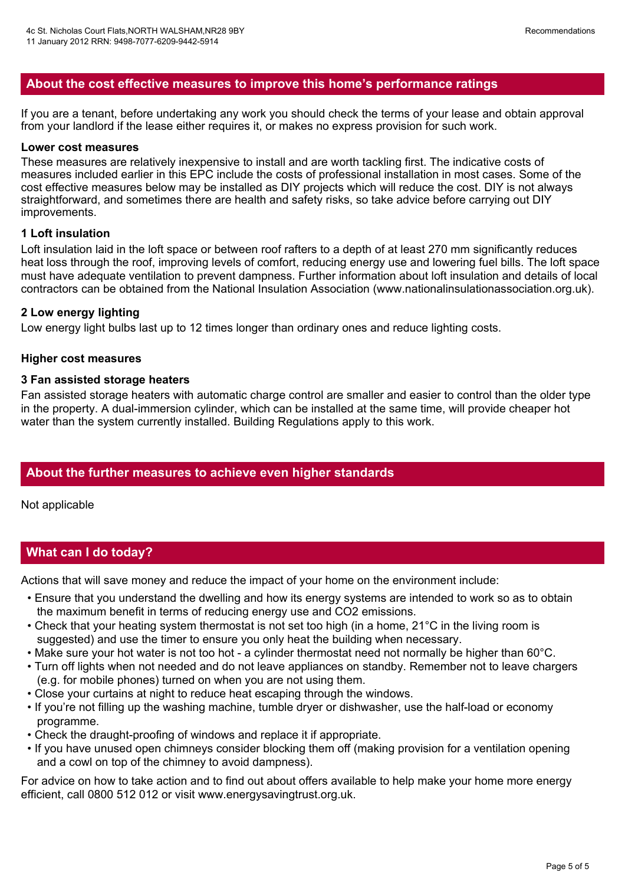## About the cost effective measures to improve this home's performance ratings

If you are a tenant, before undertaking any work you should check the terms of your lease and obtain approval from your landlord if the lease either requires it, or makes no express provision for such work.

**Lower cost measures**

These measures are relatively inexpensive to install and are worth tackling first. The indicative costs of measures included earlier in this EPC include the costs of professional installation in most cases. Some of the cost effective measures below may be installed as DIY projects which will reduce the cost. DIY is not always straightforward, and sometimes there are health and safety risks, so take advice before carrying out DIY improvements.

**1 Loft insulation**

Loft insulation laid in the loft space or between roof rafters to a depth of at least 270 mm significantly reduces heat loss through the roof, improving levels of comfort, reducing energy use and lowering fuel bills. The loft space must have adequate ventilation to prevent dampness. Further information about loft insulation and details of local contractors can be obtained from the National Insulation Association (www.nationalinsulationassociation.org.uk).

**2 Low energy lighting**

Low energy light bulbs last up to 12 times longer than ordinary ones and reduce lighting costs.

**Higher cost measures**

**3 Fan assisted storage heaters**

Fan assisted storage heaters with automatic charge control are smaller and easier to control than the older type in the property. A dual-immersion cylinder, which can be installed at the same time, will provide cheaper hot water than the system currently installed. Building Regulations apply to this work.

## About the further measures to achieve even higher standards

Not applicable

## What can I do today?

Actions that will save money and reduce the impact of your home on the environment include:

- Ensure that you understand the dwelling and how its energy systems are intended to work so as to obtain the maximum benefit in terms of reducing energy use and $CO_2$ emissions.
- Check that your heating system thermostat is not set too high (in a home, 21°C in the living room is suggested) and use the timer to ensure you only heat the building when necessary.
- Make sure your hot water is not too hot - a cylinder thermostat need not normally be higher than 60°C.
- Turn off lights when not needed and do not leave appliances on standby. Remember not to leave chargers (e.g. for mobile phones) turned on when you are not using them.
- Close your curtains at night to reduce heat escaping through the windows.
- If you're not filling up the washing machine, tumble dryer or dishwasher, use the half-load or economy programme.
- Check the draught-proofing of windows and replace it if appropriate.
- If you have unused open chimneys consider blocking them off (making provision for a ventilation opening and a cowl on top of the chimney to avoid dampness).

For advice on how to take action and to find out about offers available to help make your home more energy efficient, call 0800 512 012 or visit www.energysavingtrust.org.uk.